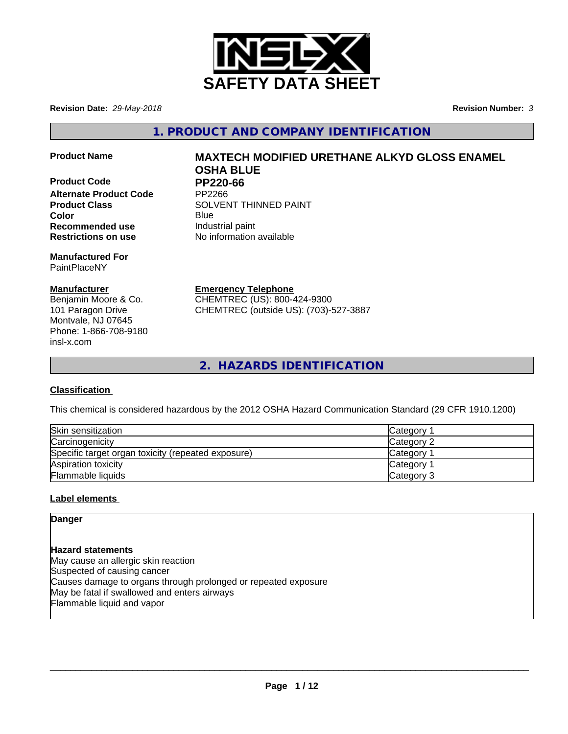# SAFETY DATA SHEET

**Revision Date:** *29-May-2018*

**Revision Number:** *3*

## 1. PRODUCT AND COMPANY IDENTIFICATION

**Product Name** **MAXTECH MODIFIED URETHANE ALKYD GLOSS ENAMEL OSHA BLUE**

**Product Code** **PP220-66**

**Alternate Product Code** PP2266

**Product Class** SOLVENT THINNED PAINT

**Color** Blue

**Recommended use** Industrial paint

**Restrictions on use** No information available

**Manufactured For**
PaintPlaceNY

**Manufacturer**
Benjamin Moore & Co.
101 Paragon Drive
Montvale, NJ 07645
Phone: 1-866-708-9180
insl-x.com

**Emergency Telephone**
CHEMTREC (US): 800-424-9300
CHEMTREC (outside US): (703)-527-3887

## 2. HAZARDS IDENTIFICATION

### Classification

This chemical is considered hazardous by the 2012 OSHA Hazard Communication Standard (29 CFR 1910.1200)

| Hazard | Category |
|---|---|
| Skin sensitization | Category 1 |
| Carcinogenicity | Category 2 |
| Specific target organ toxicity (repeated exposure) | Category 1 |
| Aspiration toxicity | Category 1 |
| Flammable liquids | Category 3 |

### Label elements

**Danger**

**Hazard statements**
May cause an allergic skin reaction
Suspected of causing cancer
Causes damage to organs through prolonged or repeated exposure
May be fatal if swallowed and enters airways
Flammable liquid and vapor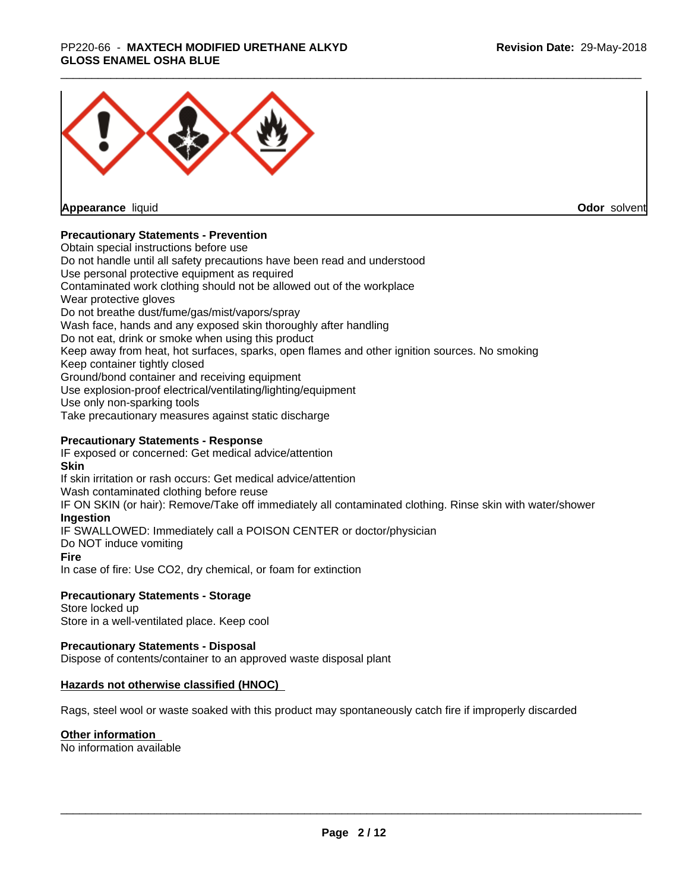**Appearance** liquid **Odor** solvent

**Precautionary Statements - Prevention**

Obtain special instructions before use
Do not handle until all safety precautions have been read and understood
Use personal protective equipment as required
Contaminated work clothing should not be allowed out of the workplace
Wear protective gloves
Do not breathe dust/fume/gas/mist/vapors/spray
Wash face, hands and any exposed skin thoroughly after handling
Do not eat, drink or smoke when using this product
Keep away from heat, hot surfaces, sparks, open flames and other ignition sources. No smoking
Keep container tightly closed
Ground/bond container and receiving equipment
Use explosion-proof electrical/ventilating/lighting/equipment
Use only non-sparking tools
Take precautionary measures against static discharge

**Precautionary Statements - Response**

IF exposed or concerned: Get medical advice/attention

**Skin**

If skin irritation or rash occurs: Get medical advice/attention
Wash contaminated clothing before reuse
IF ON SKIN (or hair): Remove/Take off immediately all contaminated clothing. Rinse skin with water/shower

**Ingestion**

IF SWALLOWED: Immediately call a POISON CENTER or doctor/physician
Do NOT induce vomiting

**Fire**

In case of fire: Use CO2, dry chemical, or foam for extinction

**Precautionary Statements - Storage**

Store locked up
Store in a well-ventilated place. Keep cool

**Precautionary Statements - Disposal**

Dispose of contents/container to an approved waste disposal plant

**Hazards not otherwise classified (HNOC)**

Rags, steel wool or waste soaked with this product may spontaneously catch fire if improperly discarded

**Other information**

No information available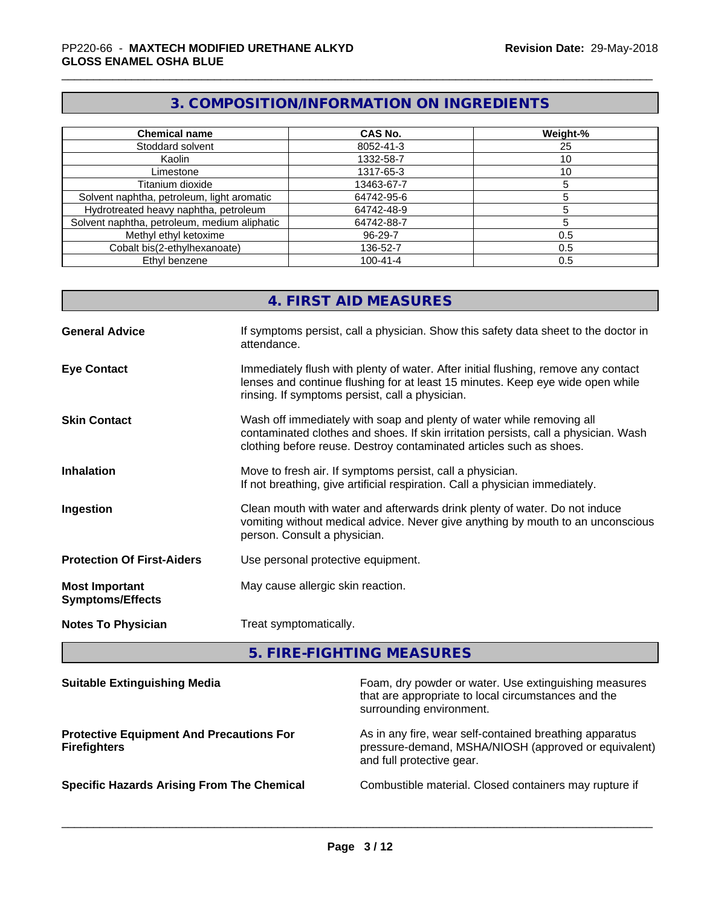## 3. COMPOSITION/INFORMATION ON INGREDIENTS

| Chemical name | CAS No. | Weight-% |
|---|---|---|
| Stoddard solvent | 8052-41-3 | 25 |
| Kaolin | 1332-58-7 | 10 |
| Limestone | 1317-65-3 | 10 |
| Titanium dioxide | 13463-67-7 | 5 |
| Solvent naphtha, petroleum, light aromatic | 64742-95-6 | 5 |
| Hydrotreated heavy naphtha, petroleum | 64742-48-9 | 5 |
| Solvent naphtha, petroleum, medium aliphatic | 64742-88-7 | 5 |
| Methyl ethyl ketoxime | 96-29-7 | 0.5 |
| Cobalt bis(2-ethylhexanoate) | 136-52-7 | 0.5 |
| Ethyl benzene | 100-41-4 | 0.5 |

## 4. FIRST AID MEASURES

**General Advice** If symptoms persist, call a physician. Show this safety data sheet to the doctor in attendance.

**Eye Contact** Immediately flush with plenty of water. After initial flushing, remove any contact lenses and continue flushing for at least 15 minutes. Keep eye wide open while rinsing. If symptoms persist, call a physician.

**Skin Contact** Wash off immediately with soap and plenty of water while removing all contaminated clothes and shoes. If skin irritation persists, call a physician. Wash clothing before reuse. Destroy contaminated articles such as shoes.

**Inhalation** Move to fresh air. If symptoms persist, call a physician.
If not breathing, give artificial respiration. Call a physician immediately.

**Ingestion** Clean mouth with water and afterwards drink plenty of water. Do not induce vomiting without medical advice. Never give anything by mouth to an unconscious person. Consult a physician.

**Protection Of First-Aiders** Use personal protective equipment.

**Most Important Symptoms/Effects** May cause allergic skin reaction.

**Notes To Physician** Treat symptomatically.

## 5. FIRE-FIGHTING MEASURES

**Suitable Extinguishing Media** Foam, dry powder or water. Use extinguishing measures that are appropriate to local circumstances and the surrounding environment.

**Protective Equipment And Precautions For Firefighters** As in any fire, wear self-contained breathing apparatus pressure-demand, MSHA/NIOSH (approved or equivalent) and full protective gear.

**Specific Hazards Arising From The Chemical** Combustible material. Closed containers may rupture if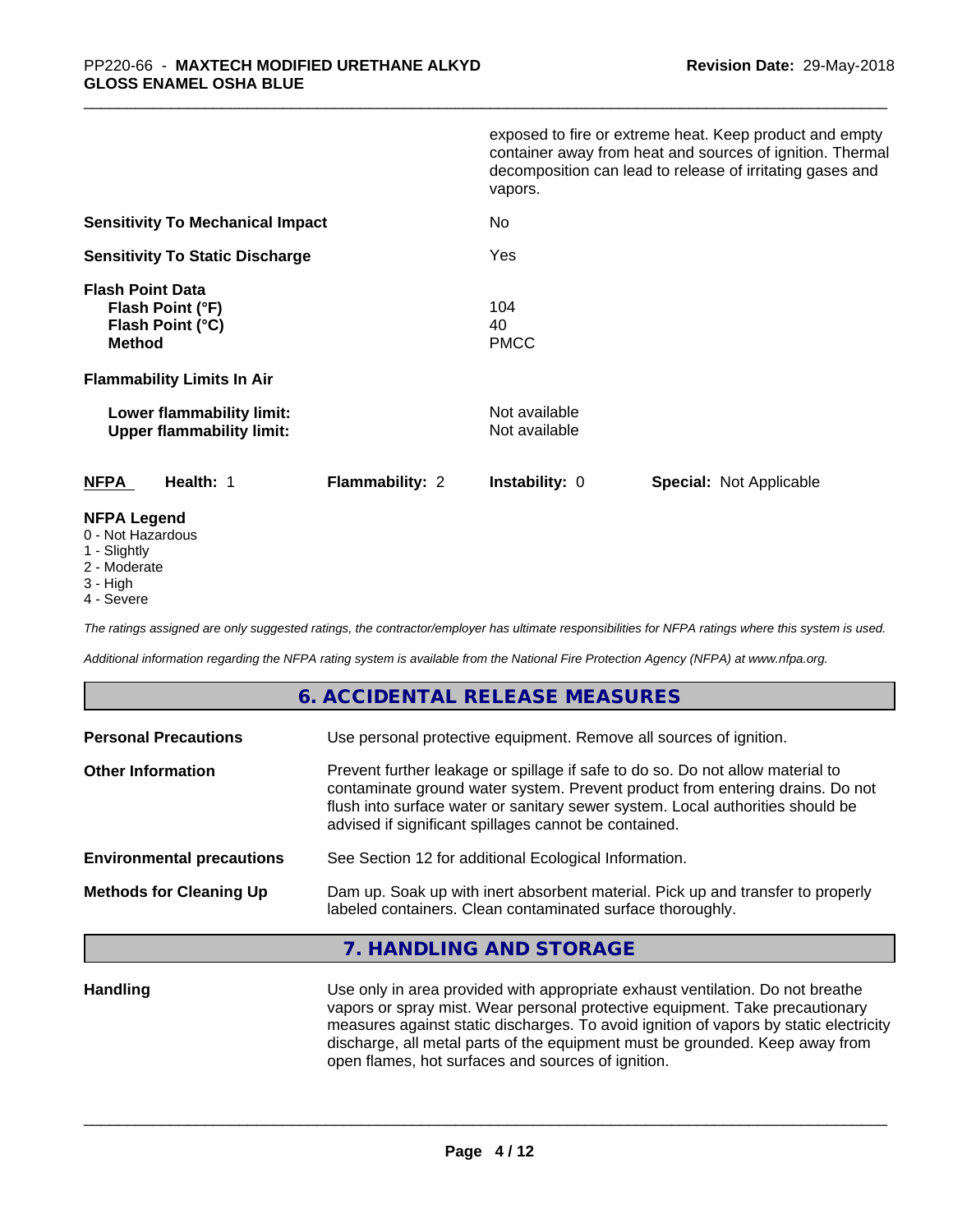exposed to fire or extreme heat. Keep product and empty container away from heat and sources of ignition. Thermal decomposition can lead to release of irritating gases and vapors.

| | |
|---|---|
| **Sensitivity To Mechanical Impact** | No |
| **Sensitivity To Static Discharge** | Yes |
| **Flash Point Data** | |
| **Flash Point (°F)** | 104 |
| **Flash Point (°C)** | 40 |
| **Method** | PMCC |
| **Flammability Limits In Air** | |
| **Lower flammability limit:** | Not available |
| **Upper flammability limit:** | Not available |

| **NFPA** | **Health:** 1 | **Flammability:** 2 | **Instability:** 0 | **Special:** Not Applicable |
|---|---|---|---|---|

**NFPA Legend**

- 0 - Not Hazardous
- 1 - Slightly
- 2 - Moderate
- 3 - High
- 4 - Severe

*The ratings assigned are only suggested ratings, the contractor/employer has ultimate responsibilities for NFPA ratings where this system is used.*

*Additional information regarding the NFPA rating system is available from the National Fire Protection Agency (NFPA) at www.nfpa.org.*

## 6. ACCIDENTAL RELEASE MEASURES

| | |
|---|---|
| **Personal Precautions** | Use personal protective equipment. Remove all sources of ignition. |
| **Other Information** | Prevent further leakage or spillage if safe to do so. Do not allow material to contaminate ground water system. Prevent product from entering drains. Do not flush into surface water or sanitary sewer system. Local authorities should be advised if significant spillages cannot be contained. |
| **Environmental precautions** | See Section 12 for additional Ecological Information. |
| **Methods for Cleaning Up** | Dam up. Soak up with inert absorbent material. Pick up and transfer to properly labeled containers. Clean contaminated surface thoroughly. |

## 7. HANDLING AND STORAGE

| | |
|---|---|
| **Handling** | Use only in area provided with appropriate exhaust ventilation. Do not breathe vapors or spray mist. Wear personal protective equipment. Take precautionary measures against static discharges. To avoid ignition of vapors by static electricity discharge, all metal parts of the equipment must be grounded. Keep away from open flames, hot surfaces and sources of ignition. |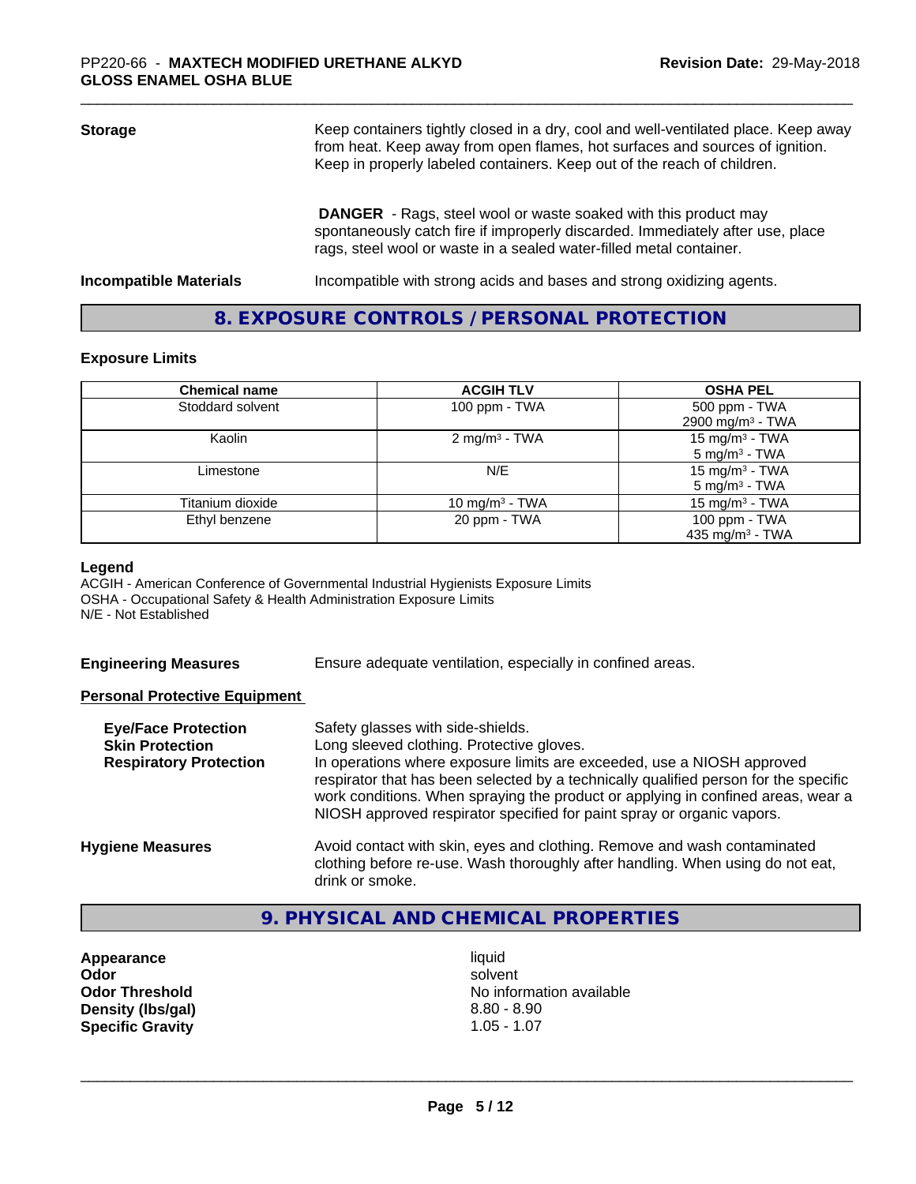**Storage** Keep containers tightly closed in a dry, cool and well-ventilated place. Keep away from heat. Keep away from open flames, hot surfaces and sources of ignition. Keep in properly labeled containers. Keep out of the reach of children.

**DANGER** - Rags, steel wool or waste soaked with this product may spontaneously catch fire if improperly discarded. Immediately after use, place rags, steel wool or waste in a sealed water-filled metal container.

**Incompatible Materials** Incompatible with strong acids and bases and strong oxidizing agents.

## 8. EXPOSURE CONTROLS / PERSONAL PROTECTION

### Exposure Limits

| Chemical name | ACGIH TLV | OSHA PEL |
|---|---|---|
| Stoddard solvent | 100 ppm - TWA | 500 ppm - TWA<br>2900 mg/m³ - TWA |
| Kaolin | 2 mg/m³ - TWA | 15 mg/m³ - TWA<br>5 mg/m³ - TWA |
| Limestone | N/E | 15 mg/m³ - TWA<br>5 mg/m³ - TWA |
| Titanium dioxide | 10 mg/m³ - TWA | 15 mg/m³ - TWA |
| Ethyl benzene | 20 ppm - TWA | 100 ppm - TWA<br>435 mg/m³ - TWA |

**Legend**
ACGIH - American Conference of Governmental Industrial Hygienists Exposure Limits
OSHA - Occupational Safety & Health Administration Exposure Limits
N/E - Not Established

**Engineering Measures** Ensure adequate ventilation, especially in confined areas.

**Personal Protective Equipment**

**Eye/Face Protection** Safety glasses with side-shields.

**Skin Protection** Long sleeved clothing. Protective gloves.

**Respiratory Protection** In operations where exposure limits are exceeded, use a NIOSH approved respirator that has been selected by a technically qualified person for the specific work conditions. When spraying the product or applying in confined areas, wear a NIOSH approved respirator specified for paint spray or organic vapors.

**Hygiene Measures** Avoid contact with skin, eyes and clothing. Remove and wash contaminated clothing before re-use. Wash thoroughly after handling. When using do not eat, drink or smoke.

## 9. PHYSICAL AND CHEMICAL PROPERTIES

| | |
|---|---|
| **Appearance** | liquid |
| **Odor** | solvent |
| **Odor Threshold** | No information available |
| **Density (lbs/gal)** | 8.80 - 8.90 |
| **Specific Gravity** | 1.05 - 1.07 |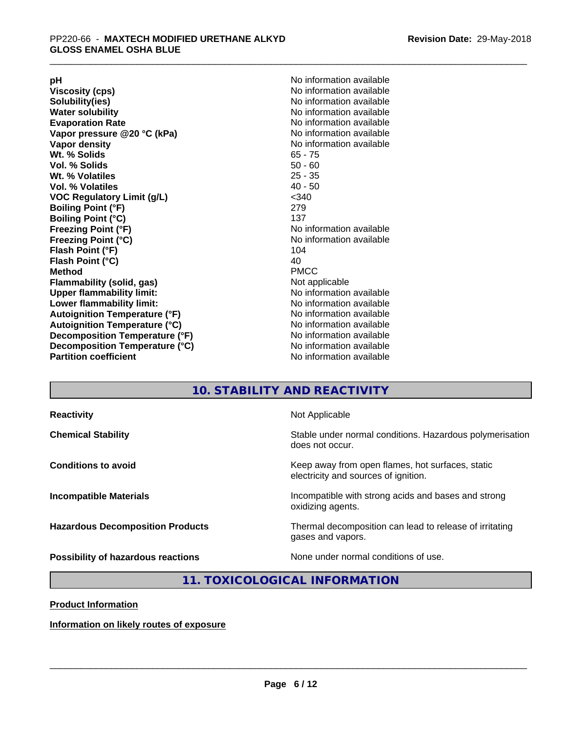| | |
|---|---|
| **pH** | No information available |
| **Viscosity (cps)** | No information available |
| **Solubility(ies)** | No information available |
| **Water solubility** | No information available |
| **Evaporation Rate** | No information available |
| **Vapor pressure @20 °C (kPa)** | No information available |
| **Vapor density** | No information available |
| **Wt. % Solids** | 65 - 75 |
| **Vol. % Solids** | 50 - 60 |
| **Wt. % Volatiles** | 25 - 35 |
| **Vol. % Volatiles** | 40 - 50 |
| **VOC Regulatory Limit (g/L)** | <340 |
| **Boiling Point (°F)** | 279 |
| **Boiling Point (°C)** | 137 |
| **Freezing Point (°F)** | No information available |
| **Freezing Point (°C)** | No information available |
| **Flash Point (°F)** | 104 |
| **Flash Point (°C)** | 40 |
| **Method** | PMCC |
| **Flammability (solid, gas)** | Not applicable |
| **Upper flammability limit:** | No information available |
| **Lower flammability limit:** | No information available |
| **Autoignition Temperature (°F)** | No information available |
| **Autoignition Temperature (°C)** | No information available |
| **Decomposition Temperature (°F)** | No information available |
| **Decomposition Temperature (°C)** | No information available |
| **Partition coefficient** | No information available |

## 10. STABILITY AND REACTIVITY

| | |
|---|---|
| **Reactivity** | Not Applicable |
| **Chemical Stability** | Stable under normal conditions. Hazardous polymerisation does not occur. |
| **Conditions to avoid** | Keep away from open flames, hot surfaces, static electricity and sources of ignition. |
| **Incompatible Materials** | Incompatible with strong acids and bases and strong oxidizing agents. |
| **Hazardous Decomposition Products** | Thermal decomposition can lead to release of irritating gases and vapors. |
| **Possibility of hazardous reactions** | None under normal conditions of use. |

## 11. TOXICOLOGICAL INFORMATION

**Product Information**

**Information on likely routes of exposure**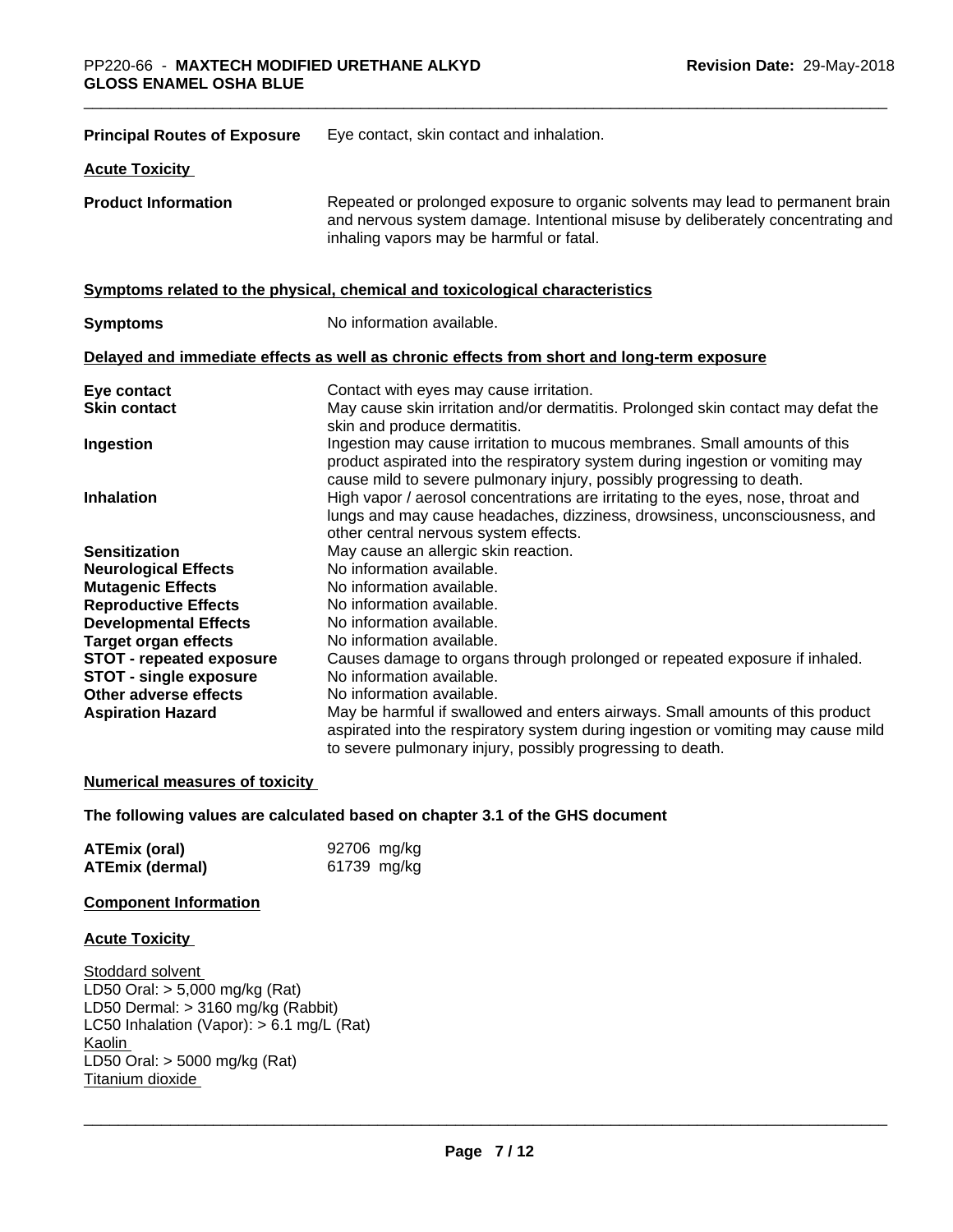| | |
|---|---|
| **Principal Routes of Exposure** | Eye contact, skin contact and inhalation. |

**Acute Toxicity**

| | |
|---|---|
| **Product Information** | Repeated or prolonged exposure to organic solvents may lead to permanent brain and nervous system damage. Intentional misuse by deliberately concentrating and inhaling vapors may be harmful or fatal. |

**Symptoms related to the physical, chemical and toxicological characteristics**

| | |
|---|---|
| **Symptoms** | No information available. |

**Delayed and immediate effects as well as chronic effects from short and long-term exposure**

| | |
|---|---|
| **Eye contact** | Contact with eyes may cause irritation. |
| **Skin contact** | May cause skin irritation and/or dermatitis. Prolonged skin contact may defat the skin and produce dermatitis. |
| **Ingestion** | Ingestion may cause irritation to mucous membranes. Small amounts of this product aspirated into the respiratory system during ingestion or vomiting may cause mild to severe pulmonary injury, possibly progressing to death. |
| **Inhalation** | High vapor / aerosol concentrations are irritating to the eyes, nose, throat and lungs and may cause headaches, dizziness, drowsiness, unconsciousness, and other central nervous system effects. |
| **Sensitization** | May cause an allergic skin reaction. |
| **Neurological Effects** | No information available. |
| **Mutagenic Effects** | No information available. |
| **Reproductive Effects** | No information available. |
| **Developmental Effects** | No information available. |
| **Target organ effects** | No information available. |
| **STOT - repeated exposure** | Causes damage to organs through prolonged or repeated exposure if inhaled. |
| **STOT - single exposure** | No information available. |
| **Other adverse effects** | No information available. |
| **Aspiration Hazard** | May be harmful if swallowed and enters airways. Small amounts of this product aspirated into the respiratory system during ingestion or vomiting may cause mild to severe pulmonary injury, possibly progressing to death. |

**Numerical measures of toxicity**

**The following values are calculated based on chapter 3.1 of the GHS document**

| | |
|---|---|
| **ATEmix (oral)** | 92706 mg/kg |
| **ATEmix (dermal)** | 61739 mg/kg |

**Component Information**

**Acute Toxicity**

Stoddard solvent
LD50 Oral: > 5,000 mg/kg (Rat)
LD50 Dermal: > 3160 mg/kg (Rabbit)
LC50 Inhalation (Vapor): > 6.1 mg/L (Rat)
Kaolin
LD50 Oral: > 5000 mg/kg (Rat)
Titanium dioxide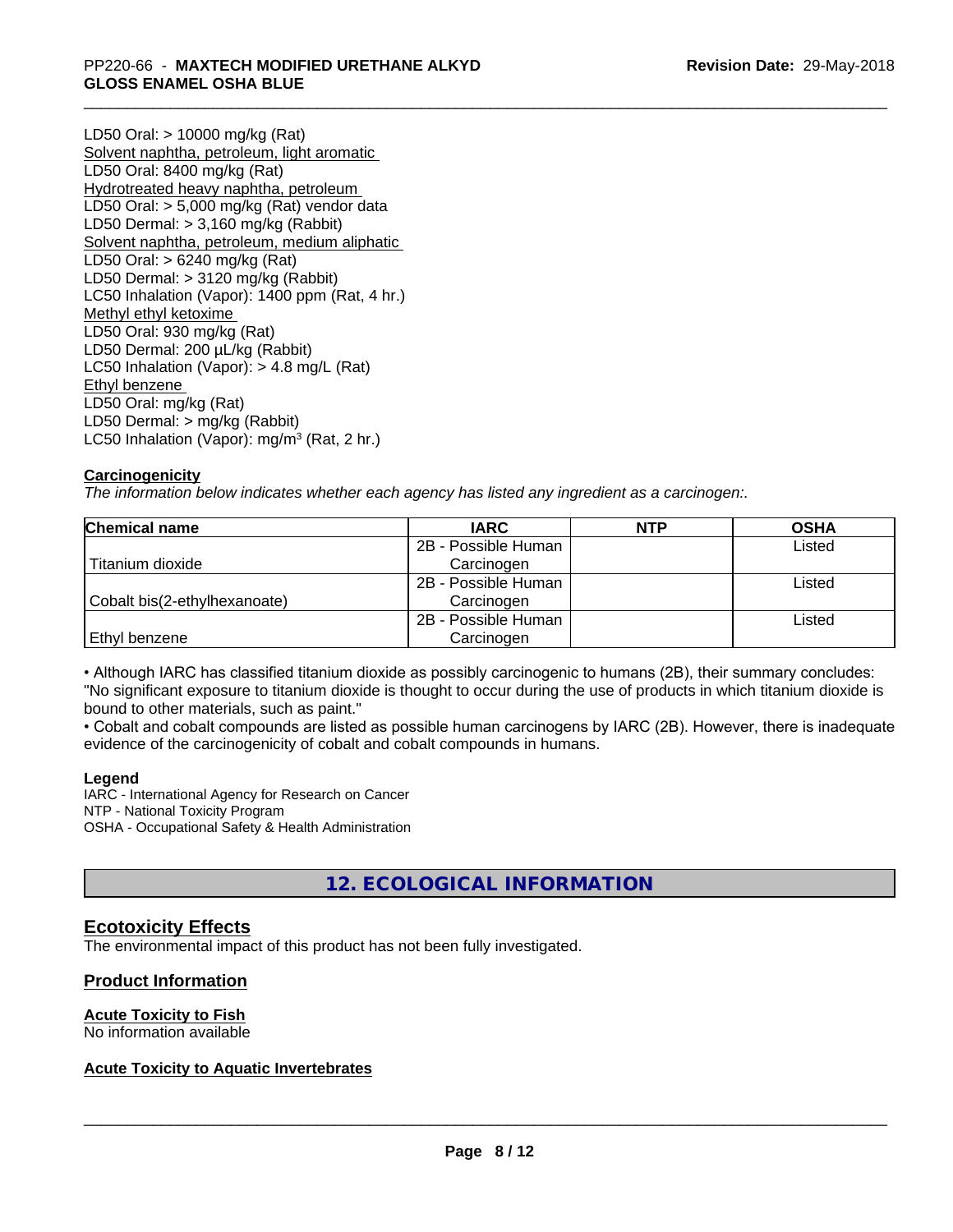LD50 Oral: > 10000 mg/kg (Rat)
Solvent naphtha, petroleum, light aromatic
LD50 Oral: 8400 mg/kg (Rat)
Hydrotreated heavy naphtha, petroleum
LD50 Oral: > 5,000 mg/kg (Rat) vendor data
LD50 Dermal: > 3,160 mg/kg (Rabbit)
Solvent naphtha, petroleum, medium aliphatic
LD50 Oral: > 6240 mg/kg (Rat)
LD50 Dermal: > 3120 mg/kg (Rabbit)
LC50 Inhalation (Vapor): 1400 ppm (Rat, 4 hr.)
Methyl ethyl ketoxime
LD50 Oral: 930 mg/kg (Rat)
LD50 Dermal: 200 µL/kg (Rabbit)
LC50 Inhalation (Vapor): > 4.8 mg/L (Rat)
Ethyl benzene
LD50 Oral: mg/kg (Rat)
LD50 Dermal: > mg/kg (Rabbit)
LC50 Inhalation (Vapor): mg/m$^3$ (Rat, 2 hr.)

**Carcinogenicity**

*The information below indicates whether each agency has listed any ingredient as a carcinogen:.*

| Chemical name | IARC | NTP | OSHA |
|---|---|---|---|
| Titanium dioxide | 2B - Possible Human Carcinogen | | Listed |
| Cobalt bis(2-ethylhexanoate) | 2B - Possible Human Carcinogen | | Listed |
| Ethyl benzene | 2B - Possible Human Carcinogen | | Listed |

• Although IARC has classified titanium dioxide as possibly carcinogenic to humans (2B), their summary concludes: "No significant exposure to titanium dioxide is thought to occur during the use of products in which titanium dioxide is bound to other materials, such as paint."
• Cobalt and cobalt compounds are listed as possible human carcinogens by IARC (2B). However, there is inadequate evidence of the carcinogenicity of cobalt and cobalt compounds in humans.

**Legend**
IARC - International Agency for Research on Cancer
NTP - National Toxicity Program
OSHA - Occupational Safety & Health Administration

## 12. ECOLOGICAL INFORMATION

### Ecotoxicity Effects

The environmental impact of this product has not been fully investigated.

### Product Information

**Acute Toxicity to Fish**
No information available

**Acute Toxicity to Aquatic Invertebrates**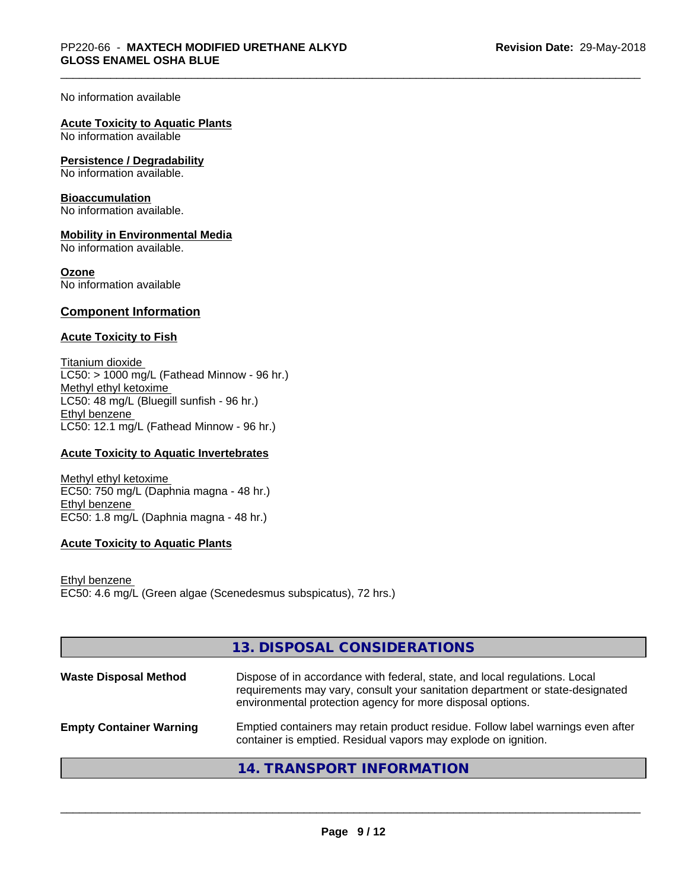No information available

**Acute Toxicity to Aquatic Plants**
No information available

**Persistence / Degradability**
No information available.

**Bioaccumulation**
No information available.

**Mobility in Environmental Media**
No information available.

**Ozone**
No information available

## Component Information

**Acute Toxicity to Fish**

Titanium dioxide
LC50: > 1000 mg/L (Fathead Minnow - 96 hr.)
Methyl ethyl ketoxime
LC50: 48 mg/L (Bluegill sunfish - 96 hr.)
Ethyl benzene
LC50: 12.1 mg/L (Fathead Minnow - 96 hr.)

**Acute Toxicity to Aquatic Invertebrates**

Methyl ethyl ketoxime
EC50: 750 mg/L (Daphnia magna - 48 hr.)
Ethyl benzene
EC50: 1.8 mg/L (Daphnia magna - 48 hr.)

**Acute Toxicity to Aquatic Plants**

Ethyl benzene
EC50: 4.6 mg/L (Green algae (Scenedesmus subspicatus), 72 hrs.)

## 13. DISPOSAL CONSIDERATIONS

| | |
|---|---|
| **Waste Disposal Method** | Dispose of in accordance with federal, state, and local regulations. Local requirements may vary, consult your sanitation department or state-designated environmental protection agency for more disposal options. |
| **Empty Container Warning** | Emptied containers may retain product residue. Follow label warnings even after container is emptied. Residual vapors may explode on ignition. |

## 14. TRANSPORT INFORMATION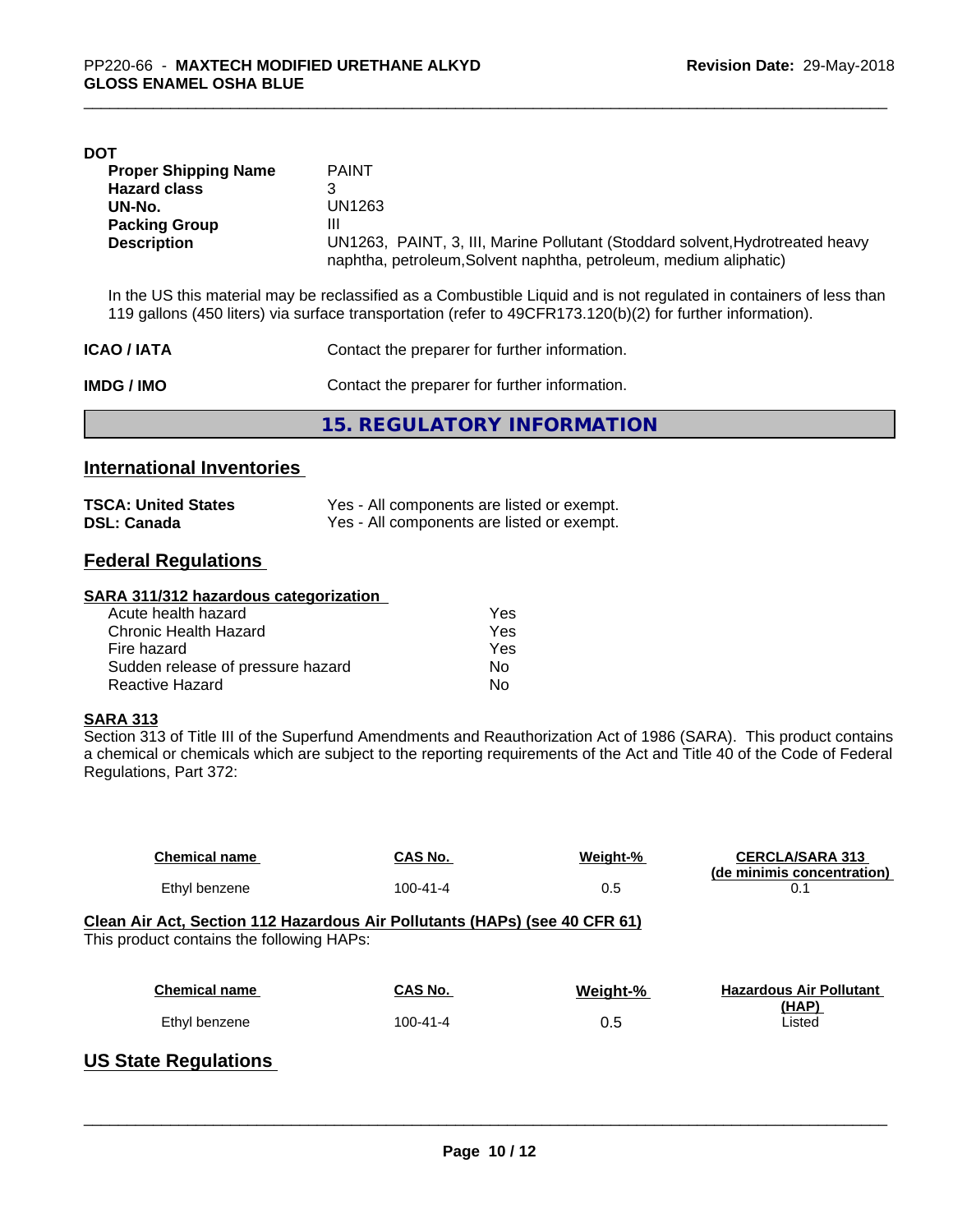**DOT**

| | |
|---|---|
| **Proper Shipping Name** | PAINT |
| **Hazard class** | 3 |
| **UN-No.** | UN1263 |
| **Packing Group** | III |
| **Description** | UN1263, PAINT, 3, III, Marine Pollutant (Stoddard solvent,Hydrotreated heavy naphtha, petroleum,Solvent naphtha, petroleum, medium aliphatic) |

In the US this material may be reclassified as a Combustible Liquid and is not regulated in containers of less than 119 gallons (450 liters) via surface transportation (refer to 49CFR173.120(b)(2) for further information).

**ICAO / IATA** Contact the preparer for further information.

**IMDG / IMO** Contact the preparer for further information.

# 15. REGULATORY INFORMATION

## International Inventories

| | |
|---|---|
| **TSCA: United States** | Yes - All components are listed or exempt. |
| **DSL: Canada** | Yes - All components are listed or exempt. |

## Federal Regulations

### SARA 311/312 hazardous categorization

| | |
|---|---|
| Acute health hazard | Yes |
| Chronic Health Hazard | Yes |
| Fire hazard | Yes |
| Sudden release of pressure hazard | No |
| Reactive Hazard | No |

### SARA 313

Section 313 of Title III of the Superfund Amendments and Reauthorization Act of 1986 (SARA). This product contains a chemical or chemicals which are subject to the reporting requirements of the Act and Title 40 of the Code of Federal Regulations, Part 372:

| Chemical name | CAS No. | Weight-% | CERCLA/SARA 313 (de minimis concentration) |
|---|---|---|---|
| Ethyl benzene | 100-41-4 | 0.5 | 0.1 |

### Clean Air Act, Section 112 Hazardous Air Pollutants (HAPs) (see 40 CFR 61)

This product contains the following HAPs:

| Chemical name | CAS No. | Weight-% | Hazardous Air Pollutant (HAP) |
|---|---|---|---|
| Ethyl benzene | 100-41-4 | 0.5 | Listed |

## US State Regulations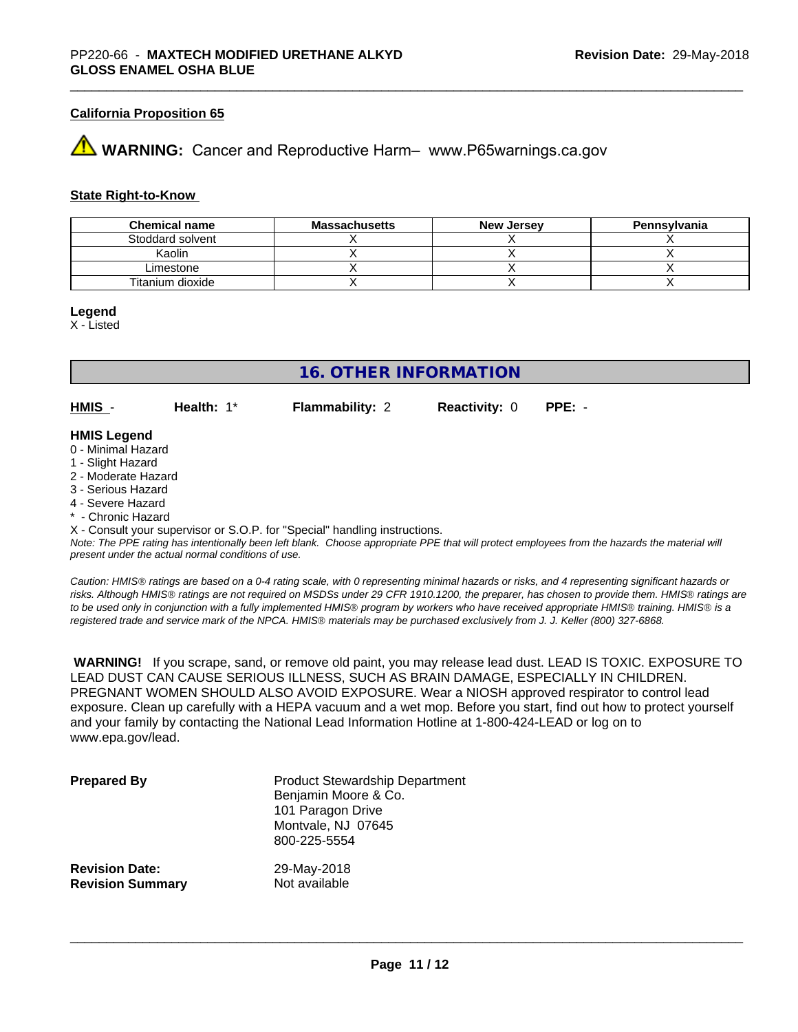### California Proposition 65

⚠ **WARNING:** Cancer and Reproductive Harm– www.P65warnings.ca.gov

### State Right-to-Know

| Chemical name | Massachusetts | New Jersey | Pennsylvania |
| --- | --- | --- | --- |
| Stoddard solvent | X | X | X |
| Kaolin | X | X | X |
| Limestone | X | X | X |
| Titanium dioxide | X | X | X |

**Legend**
X - Listed

## 16. OTHER INFORMATION

**HMIS** - **Health:** 1* **Flammability:** 2 **Reactivity:** 0 **PPE:** -

**HMIS Legend**
0 - Minimal Hazard
1 - Slight Hazard
2 - Moderate Hazard
3 - Serious Hazard
4 - Severe Hazard
* - Chronic Hazard
X - Consult your supervisor or S.O.P. for "Special" handling instructions.
*Note: The PPE rating has intentionally been left blank. Choose appropriate PPE that will protect employees from the hazards the material will present under the actual normal conditions of use.*

*Caution: HMIS® ratings are based on a 0-4 rating scale, with 0 representing minimal hazards or risks, and 4 representing significant hazards or risks. Although HMIS® ratings are not required on MSDSs under 29 CFR 1910.1200, the preparer, has chosen to provide them. HMIS® ratings are to be used only in conjunction with a fully implemented HMIS® program by workers who have received appropriate HMIS® training. HMIS® is a registered trade and service mark of the NPCA. HMIS® materials may be purchased exclusively from J. J. Keller (800) 327-6868.*

**WARNING!** If you scrape, sand, or remove old paint, you may release lead dust. LEAD IS TOXIC. EXPOSURE TO LEAD DUST CAN CAUSE SERIOUS ILLNESS, SUCH AS BRAIN DAMAGE, ESPECIALLY IN CHILDREN. PREGNANT WOMEN SHOULD ALSO AVOID EXPOSURE. Wear a NIOSH approved respirator to control lead exposure. Clean up carefully with a HEPA vacuum and a wet mop. Before you start, find out how to protect yourself and your family by contacting the National Lead Information Hotline at 1-800-424-LEAD or log on to www.epa.gov/lead.

**Prepared By**
Product Stewardship Department
Benjamin Moore & Co.
101 Paragon Drive
Montvale, NJ 07645
800-225-5554

**Revision Date:** 29-May-2018
**Revision Summary** Not available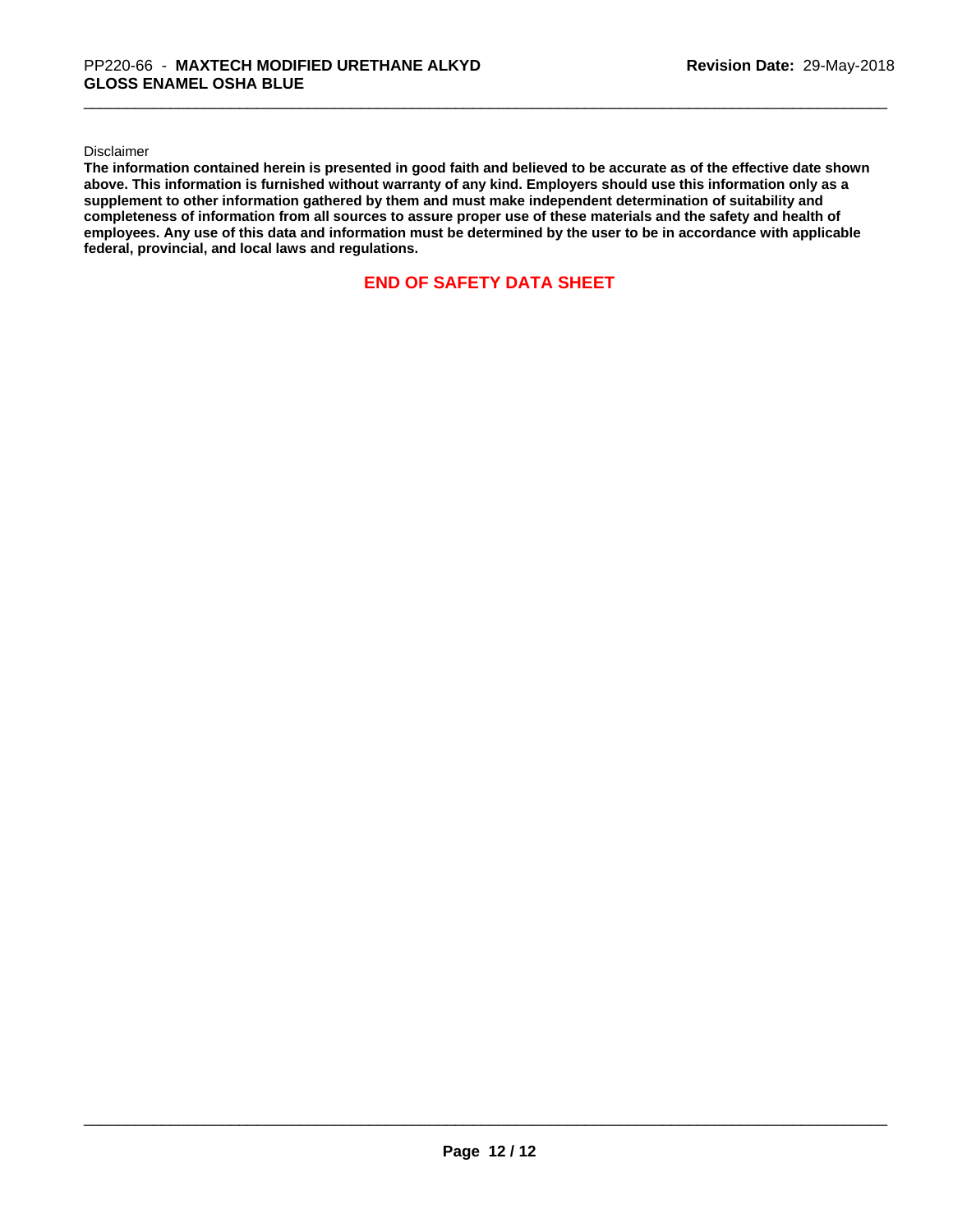Disclaimer

**The information contained herein is presented in good faith and believed to be accurate as of the effective date shown above. This information is furnished without warranty of any kind. Employers should use this information only as a supplement to other information gathered by them and must make independent determination of suitability and completeness of information from all sources to assure proper use of these materials and the safety and health of employees. Any use of this data and information must be determined by the user to be in accordance with applicable federal, provincial, and local laws and regulations.**

**END OF SAFETY DATA SHEET**